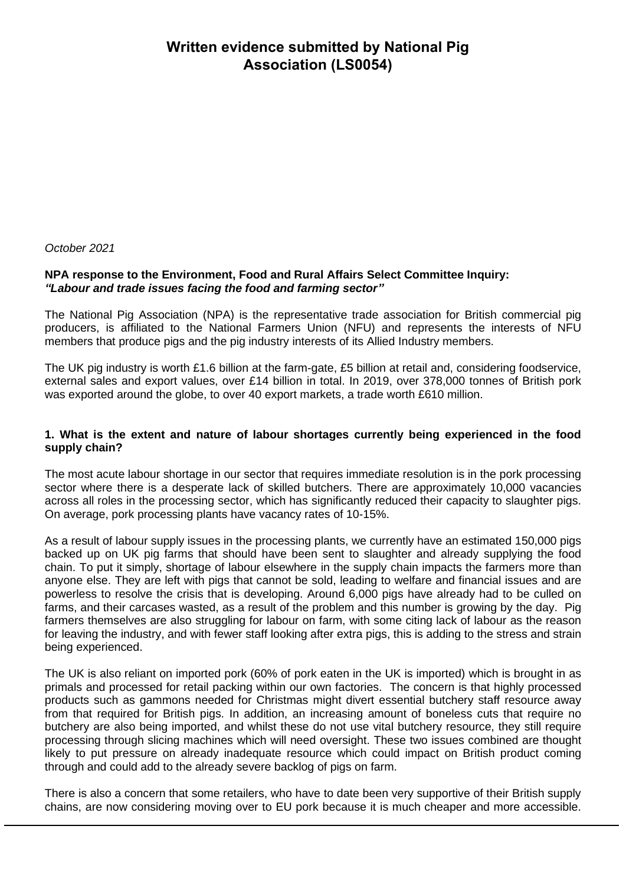# Written evidence submitted by National Pig Association (LS0054)

*October 2021*

**NPA response to the Environment, Food and Rural Affairs Select Committee Inquiry:**
***"Labour and trade issues facing the food and farming sector"***

The National Pig Association (NPA) is the representative trade association for British commercial pig producers, is affiliated to the National Farmers Union (NFU) and represents the interests of NFU members that produce pigs and the pig industry interests of its Allied Industry members.

The UK pig industry is worth £1.6 billion at the farm-gate, £5 billion at retail and, considering foodservice, external sales and export values, over £14 billion in total. In 2019, over 378,000 tonnes of British pork was exported around the globe, to over 40 export markets, a trade worth £610 million.

**1. What is the extent and nature of labour shortages currently being experienced in the food supply chain?**

The most acute labour shortage in our sector that requires immediate resolution is in the pork processing sector where there is a desperate lack of skilled butchers. There are approximately 10,000 vacancies across all roles in the processing sector, which has significantly reduced their capacity to slaughter pigs. On average, pork processing plants have vacancy rates of 10-15%.

As a result of labour supply issues in the processing plants, we currently have an estimated 150,000 pigs backed up on UK pig farms that should have been sent to slaughter and already supplying the food chain. To put it simply, shortage of labour elsewhere in the supply chain impacts the farmers more than anyone else. They are left with pigs that cannot be sold, leading to welfare and financial issues and are powerless to resolve the crisis that is developing. Around 6,000 pigs have already had to be culled on farms, and their carcases wasted, as a result of the problem and this number is growing by the day. Pig farmers themselves are also struggling for labour on farm, with some citing lack of labour as the reason for leaving the industry, and with fewer staff looking after extra pigs, this is adding to the stress and strain being experienced.

The UK is also reliant on imported pork (60% of pork eaten in the UK is imported) which is brought in as primals and processed for retail packing within our own factories. The concern is that highly processed products such as gammons needed for Christmas might divert essential butchery staff resource away from that required for British pigs. In addition, an increasing amount of boneless cuts that require no butchery are also being imported, and whilst these do not use vital butchery resource, they still require processing through slicing machines which will need oversight. These two issues combined are thought likely to put pressure on already inadequate resource which could impact on British product coming through and could add to the already severe backlog of pigs on farm.

There is also a concern that some retailers, who have to date been very supportive of their British supply chains, are now considering moving over to EU pork because it is much cheaper and more accessible.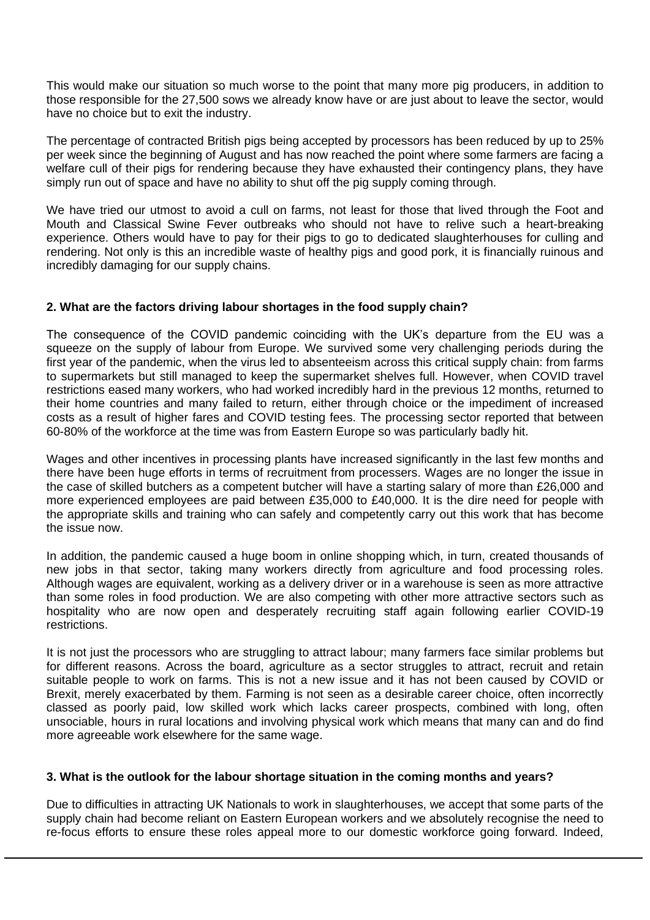This would make our situation so much worse to the point that many more pig producers, in addition to those responsible for the 27,500 sows we already know have or are just about to leave the sector, would have no choice but to exit the industry.

The percentage of contracted British pigs being accepted by processors has been reduced by up to 25% per week since the beginning of August and has now reached the point where some farmers are facing a welfare cull of their pigs for rendering because they have exhausted their contingency plans, they have simply run out of space and have no ability to shut off the pig supply coming through.

We have tried our utmost to avoid a cull on farms, not least for those that lived through the Foot and Mouth and Classical Swine Fever outbreaks who should not have to relive such a heart-breaking experience. Others would have to pay for their pigs to go to dedicated slaughterhouses for culling and rendering. Not only is this an incredible waste of healthy pigs and good pork, it is financially ruinous and incredibly damaging for our supply chains.

**2. What are the factors driving labour shortages in the food supply chain?**

The consequence of the COVID pandemic coinciding with the UK's departure from the EU was a squeeze on the supply of labour from Europe. We survived some very challenging periods during the first year of the pandemic, when the virus led to absenteeism across this critical supply chain: from farms to supermarkets but still managed to keep the supermarket shelves full. However, when COVID travel restrictions eased many workers, who had worked incredibly hard in the previous 12 months, returned to their home countries and many failed to return, either through choice or the impediment of increased costs as a result of higher fares and COVID testing fees. The processing sector reported that between 60-80% of the workforce at the time was from Eastern Europe so was particularly badly hit.

Wages and other incentives in processing plants have increased significantly in the last few months and there have been huge efforts in terms of recruitment from processers. Wages are no longer the issue in the case of skilled butchers as a competent butcher will have a starting salary of more than £26,000 and more experienced employees are paid between £35,000 to £40,000. It is the dire need for people with the appropriate skills and training who can safely and competently carry out this work that has become the issue now.

In addition, the pandemic caused a huge boom in online shopping which, in turn, created thousands of new jobs in that sector, taking many workers directly from agriculture and food processing roles. Although wages are equivalent, working as a delivery driver or in a warehouse is seen as more attractive than some roles in food production. We are also competing with other more attractive sectors such as hospitality who are now open and desperately recruiting staff again following earlier COVID-19 restrictions.

It is not just the processors who are struggling to attract labour; many farmers face similar problems but for different reasons. Across the board, agriculture as a sector struggles to attract, recruit and retain suitable people to work on farms. This is not a new issue and it has not been caused by COVID or Brexit, merely exacerbated by them. Farming is not seen as a desirable career choice, often incorrectly classed as poorly paid, low skilled work which lacks career prospects, combined with long, often unsociable, hours in rural locations and involving physical work which means that many can and do find more agreeable work elsewhere for the same wage.

**3. What is the outlook for the labour shortage situation in the coming months and years?**

Due to difficulties in attracting UK Nationals to work in slaughterhouses, we accept that some parts of the supply chain had become reliant on Eastern European workers and we absolutely recognise the need to re-focus efforts to ensure these roles appeal more to our domestic workforce going forward. Indeed,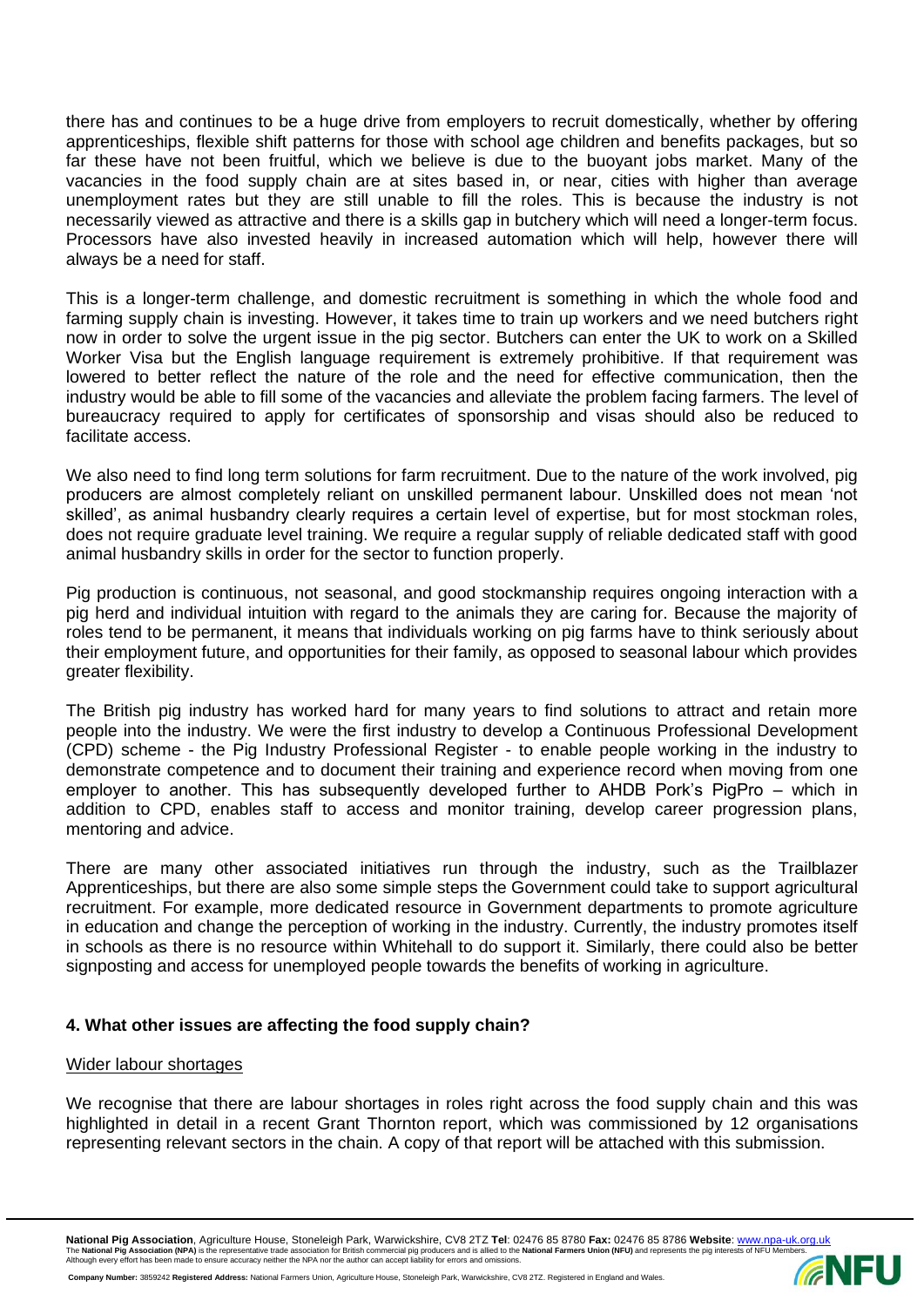there has and continues to be a huge drive from employers to recruit domestically, whether by offering apprenticeships, flexible shift patterns for those with school age children and benefits packages, but so far these have not been fruitful, which we believe is due to the buoyant jobs market. Many of the vacancies in the food supply chain are at sites based in, or near, cities with higher than average unemployment rates but they are still unable to fill the roles. This is because the industry is not necessarily viewed as attractive and there is a skills gap in butchery which will need a longer-term focus. Processors have also invested heavily in increased automation which will help, however there will always be a need for staff.

This is a longer-term challenge, and domestic recruitment is something in which the whole food and farming supply chain is investing. However, it takes time to train up workers and we need butchers right now in order to solve the urgent issue in the pig sector. Butchers can enter the UK to work on a Skilled Worker Visa but the English language requirement is extremely prohibitive. If that requirement was lowered to better reflect the nature of the role and the need for effective communication, then the industry would be able to fill some of the vacancies and alleviate the problem facing farmers. The level of bureaucracy required to apply for certificates of sponsorship and visas should also be reduced to facilitate access.

We also need to find long term solutions for farm recruitment. Due to the nature of the work involved, pig producers are almost completely reliant on unskilled permanent labour. Unskilled does not mean 'not skilled', as animal husbandry clearly requires a certain level of expertise, but for most stockman roles, does not require graduate level training. We require a regular supply of reliable dedicated staff with good animal husbandry skills in order for the sector to function properly.

Pig production is continuous, not seasonal, and good stockmanship requires ongoing interaction with a pig herd and individual intuition with regard to the animals they are caring for. Because the majority of roles tend to be permanent, it means that individuals working on pig farms have to think seriously about their employment future, and opportunities for their family, as opposed to seasonal labour which provides greater flexibility.

The British pig industry has worked hard for many years to find solutions to attract and retain more people into the industry. We were the first industry to develop a Continuous Professional Development (CPD) scheme - the Pig Industry Professional Register - to enable people working in the industry to demonstrate competence and to document their training and experience record when moving from one employer to another. This has subsequently developed further to AHDB Pork's PigPro – which in addition to CPD, enables staff to access and monitor training, develop career progression plans, mentoring and advice.

There are many other associated initiatives run through the industry, such as the Trailblazer Apprenticeships, but there are also some simple steps the Government could take to support agricultural recruitment. For example, more dedicated resource in Government departments to promote agriculture in education and change the perception of working in the industry. Currently, the industry promotes itself in schools as there is no resource within Whitehall to do support it. Similarly, there could also be better signposting and access for unemployed people towards the benefits of working in agriculture.

**4. What other issues are affecting the food supply chain?**

Wider labour shortages

We recognise that there are labour shortages in roles right across the food supply chain and this was highlighted in detail in a recent Grant Thornton report, which was commissioned by 12 organisations representing relevant sectors in the chain. A copy of that report will be attached with this submission.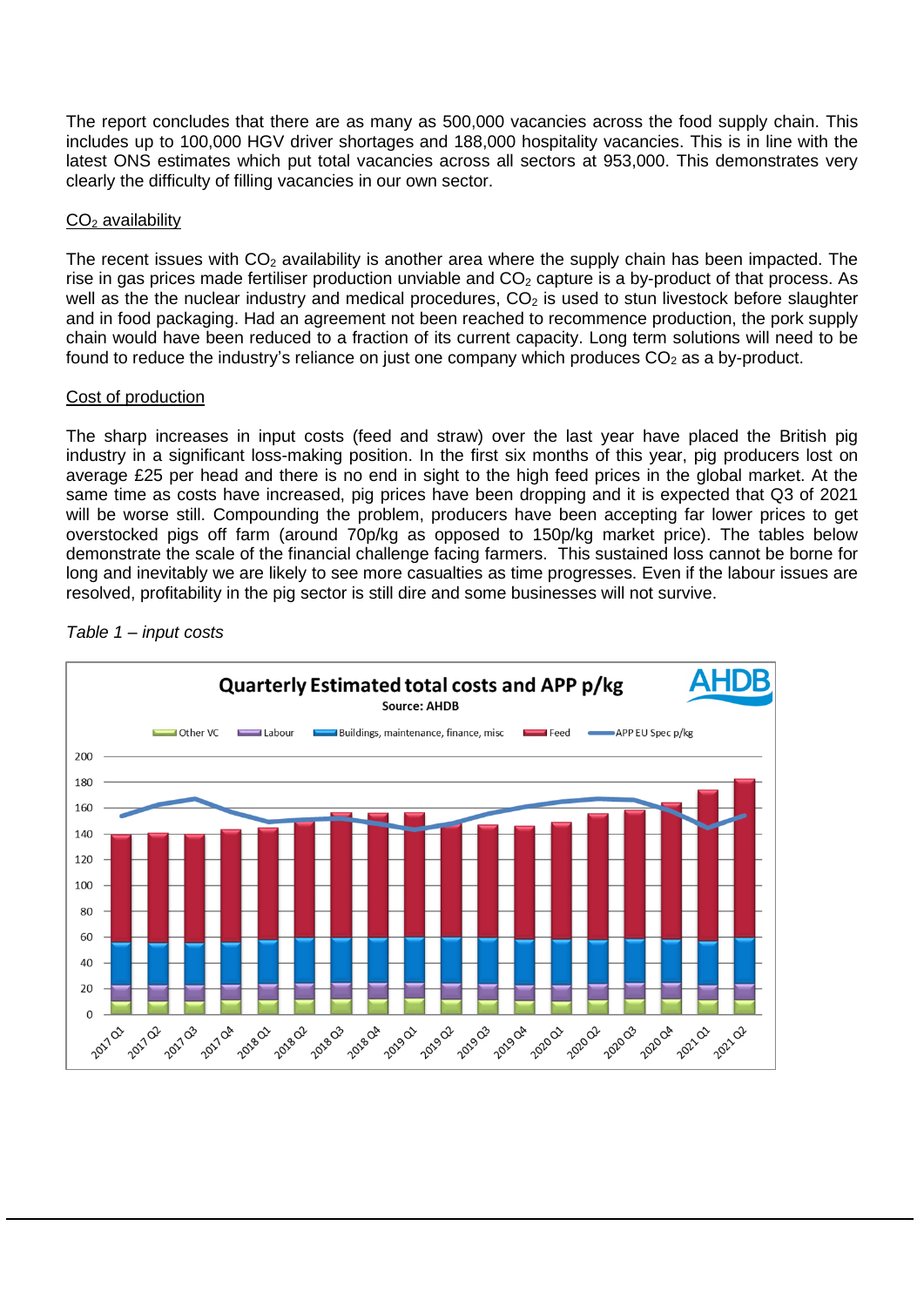The report concludes that there are as many as 500,000 vacancies across the food supply chain. This includes up to 100,000 HGV driver shortages and 188,000 hospitality vacancies. This is in line with the latest ONS estimates which put total vacancies across all sectors at 953,000. This demonstrates very clearly the difficulty of filling vacancies in our own sector.

## $CO_2$ availability

The recent issues with $CO_2$ availability is another area where the supply chain has been impacted. The rise in gas prices made fertiliser production unviable and $CO_2$ capture is a by-product of that process. As well as the the nuclear industry and medical procedures, $CO_2$ is used to stun livestock before slaughter and in food packaging. Had an agreement not been reached to recommence production, the pork supply chain would have been reduced to a fraction of its current capacity. Long term solutions will need to be found to reduce the industry's reliance on just one company which produces $CO_2$ as a by-product.

## Cost of production

The sharp increases in input costs (feed and straw) over the last year have placed the British pig industry in a significant loss-making position. In the first six months of this year, pig producers lost on average £25 per head and there is no end in sight to the high feed prices in the global market. At the same time as costs have increased, pig prices have been dropping and it is expected that Q3 of 2021 will be worse still. Compounding the problem, producers have been accepting far lower prices to get overstocked pigs off farm (around 70p/kg as opposed to 150p/kg market price). The tables below demonstrate the scale of the financial challenge facing farmers. This sustained loss cannot be borne for long and inevitably we are likely to see more casualties as time progresses. Even if the labour issues are resolved, profitability in the pig sector is still dire and some businesses will not survive.

*Table 1 – input costs*

**Quarterly Estimated total costs and APP p/kg**
Source: AHDB

Legend: Other VC, Labour, Buildings, maintenance, finance, misc, Feed, APP EU Spec p/kg

Quarters: 2017 Q1 – 2021 Q2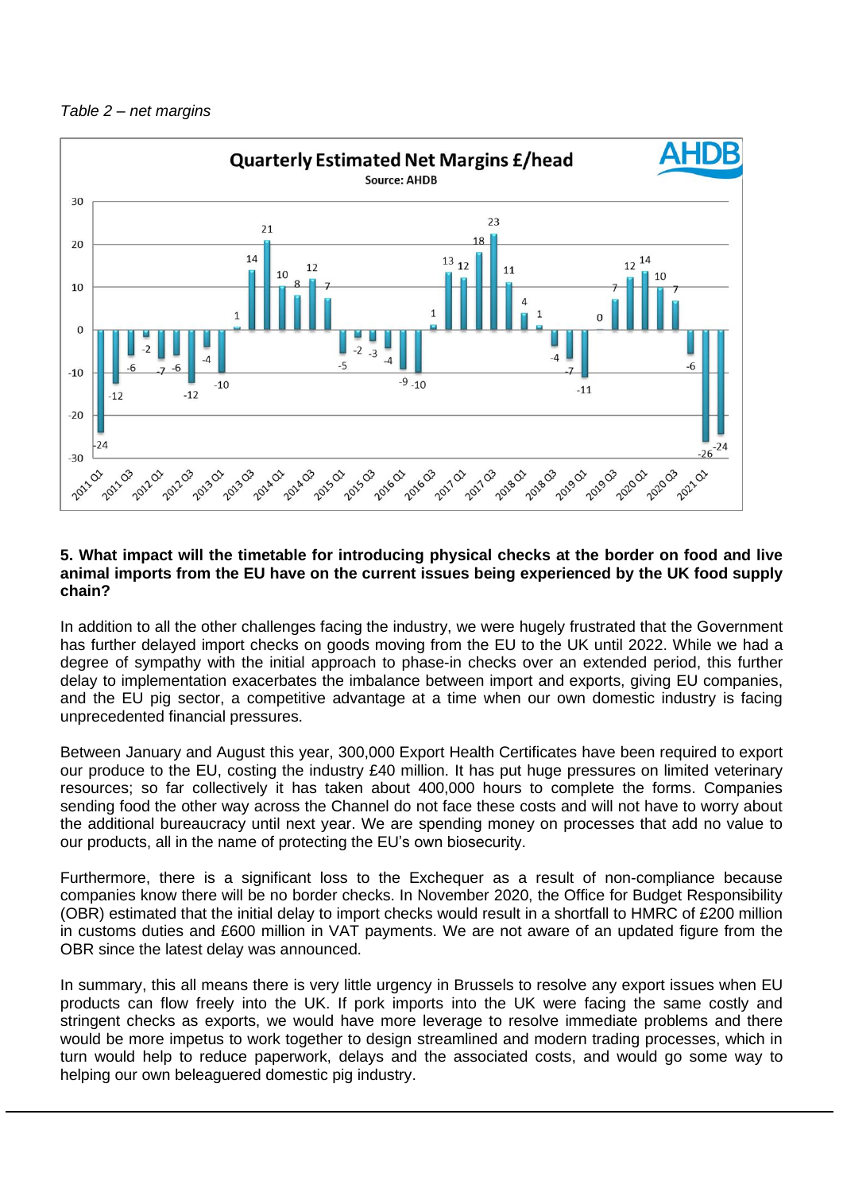*Table 2 – net margins*

**5. What impact will the timetable for introducing physical checks at the border on food and live animal imports from the EU have on the current issues being experienced by the UK food supply chain?**

In addition to all the other challenges facing the industry, we were hugely frustrated that the Government has further delayed import checks on goods moving from the EU to the UK until 2022. While we had a degree of sympathy with the initial approach to phase-in checks over an extended period, this further delay to implementation exacerbates the imbalance between import and exports, giving EU companies, and the EU pig sector, a competitive advantage at a time when our own domestic industry is facing unprecedented financial pressures.

Between January and August this year, 300,000 Export Health Certificates have been required to export our produce to the EU, costing the industry £40 million. It has put huge pressures on limited veterinary resources; so far collectively it has taken about 400,000 hours to complete the forms. Companies sending food the other way across the Channel do not face these costs and will not have to worry about the additional bureaucracy until next year. We are spending money on processes that add no value to our products, all in the name of protecting the EU's own biosecurity.

Furthermore, there is a significant loss to the Exchequer as a result of non-compliance because companies know there will be no border checks. In November 2020, the Office for Budget Responsibility (OBR) estimated that the initial delay to import checks would result in a shortfall to HMRC of £200 million in customs duties and £600 million in VAT payments. We are not aware of an updated figure from the OBR since the latest delay was announced.

In summary, this all means there is very little urgency in Brussels to resolve any export issues when EU products can flow freely into the UK. If pork imports into the UK were facing the same costly and stringent checks as exports, we would have more leverage to resolve immediate problems and there would be more impetus to work together to design streamlined and modern trading processes, which in turn would help to reduce paperwork, delays and the associated costs, and would go some way to helping our own beleaguered domestic pig industry.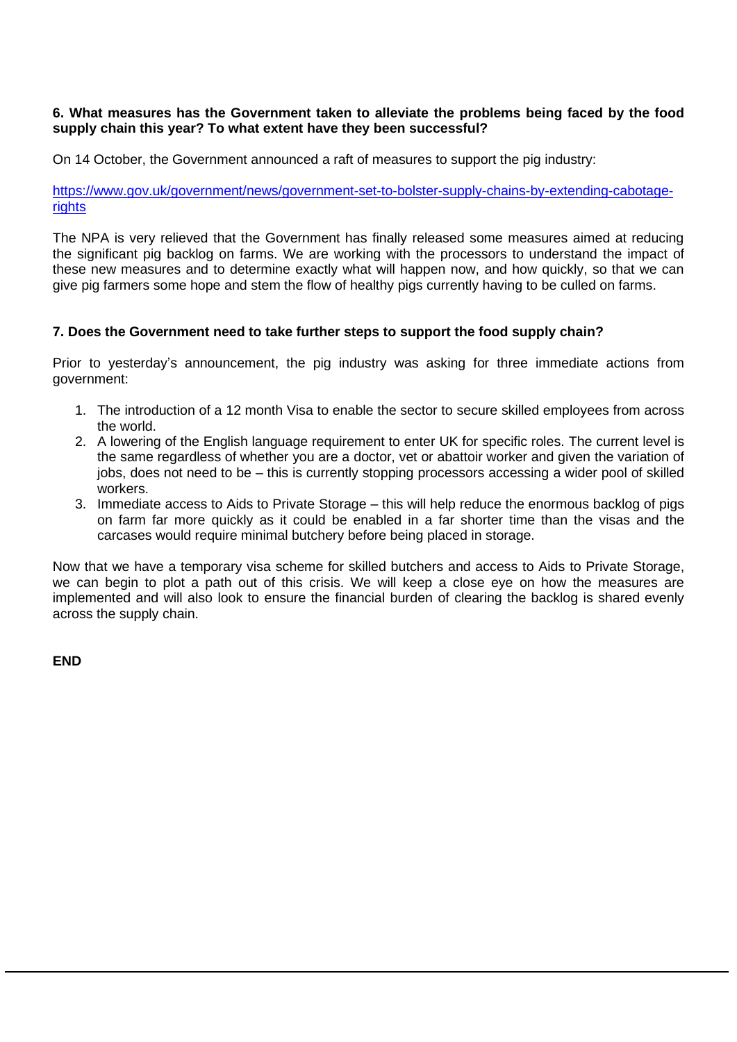**6. What measures has the Government taken to alleviate the problems being faced by the food supply chain this year? To what extent have they been successful?**

On 14 October, the Government announced a raft of measures to support the pig industry:

[https://www.gov.uk/government/news/government-set-to-bolster-supply-chains-by-extending-cabotage-rights](https://www.gov.uk/government/news/government-set-to-bolster-supply-chains-by-extending-cabotage-rights)

The NPA is very relieved that the Government has finally released some measures aimed at reducing the significant pig backlog on farms. We are working with the processors to understand the impact of these new measures and to determine exactly what will happen now, and how quickly, so that we can give pig farmers some hope and stem the flow of healthy pigs currently having to be culled on farms.

**7. Does the Government need to take further steps to support the food supply chain?**

Prior to yesterday's announcement, the pig industry was asking for three immediate actions from government:

1. The introduction of a 12 month Visa to enable the sector to secure skilled employees from across the world.
2. A lowering of the English language requirement to enter UK for specific roles. The current level is the same regardless of whether you are a doctor, vet or abattoir worker and given the variation of jobs, does not need to be – this is currently stopping processors accessing a wider pool of skilled workers.
3. Immediate access to Aids to Private Storage – this will help reduce the enormous backlog of pigs on farm far more quickly as it could be enabled in a far shorter time than the visas and the carcases would require minimal butchery before being placed in storage.

Now that we have a temporary visa scheme for skilled butchers and access to Aids to Private Storage, we can begin to plot a path out of this crisis. We will keep a close eye on how the measures are implemented and will also look to ensure the financial burden of clearing the backlog is shared evenly across the supply chain.

**END**